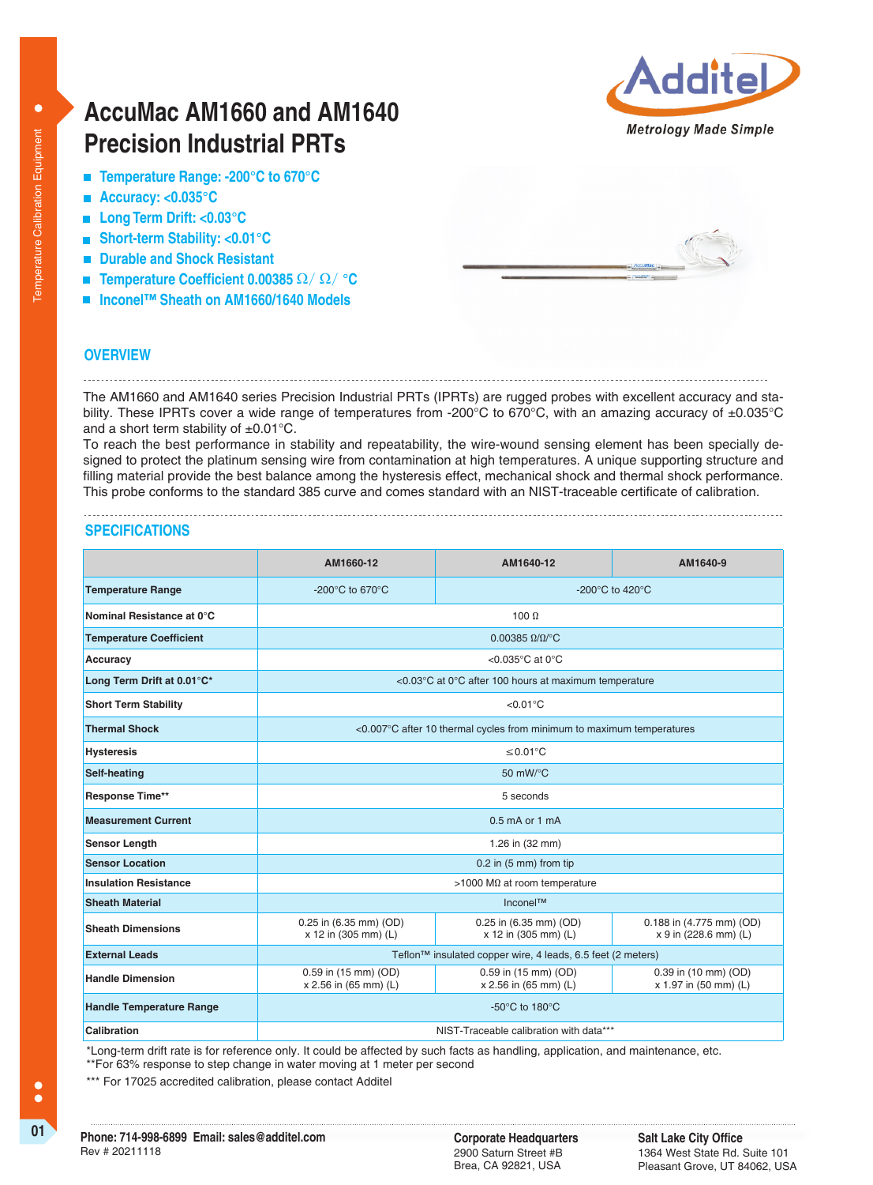# AccuMac AM1660 and AM1640 Precision Industrial PRTs

Additel — *Metrology Made Simple*

- **Temperature Range: -200°C to 670°C**
- **Accuracy: <0.035°C**
- **Long Term Drift: <0.03°C**
- **Short-term Stability: <0.01°C**
- **Durable and Shock Resistant**
- **Temperature Coefficient 0.00385 Ω/ Ω/ °C**
- **Inconel™ Sheath on AM1660/1640 Models**

## OVERVIEW

The AM1660 and AM1640 series Precision Industrial PRTs (IPRTs) are rugged probes with excellent accuracy and stability. These IPRTs cover a wide range of temperatures from -200°C to 670°C, with an amazing accuracy of ±0.035°C and a short term stability of ±0.01°C.

To reach the best performance in stability and repeatability, the wire-wound sensing element has been specially designed to protect the platinum sensing wire from contamination at high temperatures. A unique supporting structure and filling material provide the best balance among the hysteresis effect, mechanical shock and thermal shock performance. This probe conforms to the standard 385 curve and comes standard with an NIST-traceable certificate of calibration.

## SPECIFICATIONS

| | AM1660-12 | AM1640-12 | AM1640-9 |
|---|---|---|---|
| **Temperature Range** | -200°C to 670°C | -200°C to 420°C | |
| **Nominal Resistance at 0°C** | 100 Ω | | |
| **Temperature Coefficient** | 0.00385 Ω/Ω/°C | | |
| **Accuracy** | <0.035°C at 0°C | | |
| **Long Term Drift at 0.01°C*** | <0.03°C at 0°C after 100 hours at maximum temperature | | |
| **Short Term Stability** | <0.01°C | | |
| **Thermal Shock** | <0.007°C after 10 thermal cycles from minimum to maximum temperatures | | |
| **Hysteresis** | ≤0.01°C | | |
| **Self-heating** | 50 mW/°C | | |
| **Response Time**** | 5 seconds | | |
| **Measurement Current** | 0.5 mA or 1 mA | | |
| **Sensor Length** | 1.26 in (32 mm) | | |
| **Sensor Location** | 0.2 in (5 mm) from tip | | |
| **Insulation Resistance** | >1000 MΩ at room temperature | | |
| **Sheath Material** | Inconel™ | | |
| **Sheath Dimensions** | 0.25 in (6.35 mm) (OD) x 12 in (305 mm) (L) | 0.25 in (6.35 mm) (OD) x 12 in (305 mm) (L) | 0.188 in (4.775 mm) (OD) x 9 in (228.6 mm) (L) |
| **External Leads** | Teflon™ insulated copper wire, 4 leads, 6.5 feet (2 meters) | | |
| **Handle Dimension** | 0.59 in (15 mm) (OD) x 2.56 in (65 mm) (L) | 0.59 in (15 mm) (OD) x 2.56 in (65 mm) (L) | 0.39 in (10 mm) (OD) x 1.97 in (50 mm) (L) |
| **Handle Temperature Range** | -50°C to 180°C | | |
| **Calibration** | NIST-Traceable calibration with data*** | | |

*Long-term drift rate is for reference only. It could be affected by such facts as handling, application, and maintenance, etc.

**For 63% response to step change in water moving at 1 meter per second

*** For 17025 accredited calibration, please contact Additel

**Phone: 714-998-6899 Email: sales@additel.com**
Rev # 20211118

**Corporate Headquarters**
2900 Saturn Street #B
Brea, CA 92821, USA

**Salt Lake City Office**
1364 West State Rd. Suite 101
Pleasant Grove, UT 84062, USA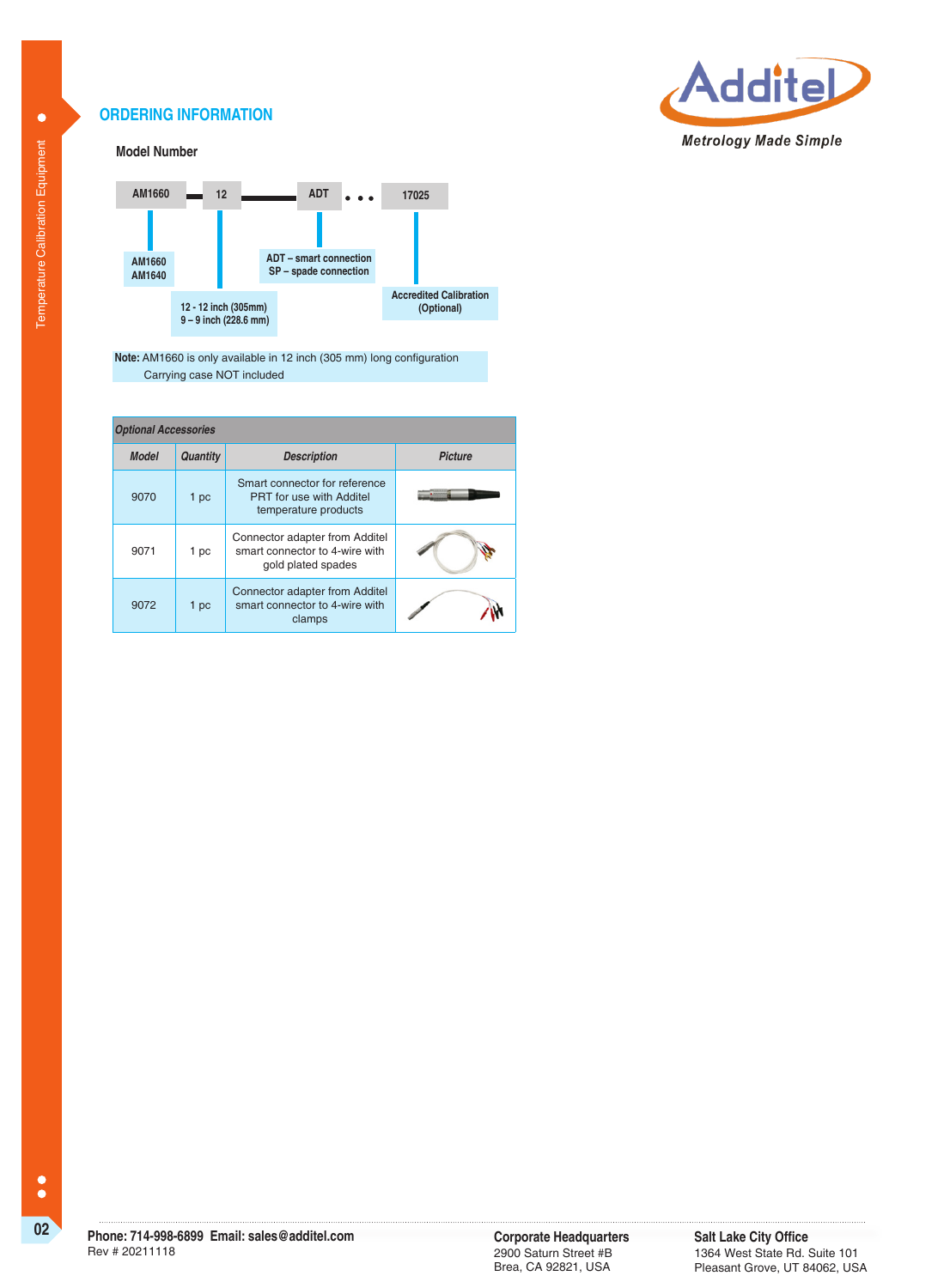## ORDERING INFORMATION

**Model Number**

AM1660 — 12 — ADT • • • 17025

- AM1660 / AM1640
- 12 - 12 inch (305mm) / 9 – 9 inch (228.6 mm)
- ADT – smart connection / SP – spade connection
- Accredited Calibration (Optional)

**Note:** AM1660 is only available in 12 inch (305 mm) long configuration
Carrying case NOT included

| *Optional Accessories* | | | |
|---|---|---|---|
| ***Model*** | ***Quantity*** | ***Description*** | ***Picture*** |
| 9070 | 1 pc | Smart connector for reference PRT for use with Additel temperature products | |
| 9071 | 1 pc | Connector adapter from Additel smart connector to 4-wire with gold plated spades | |
| 9072 | 1 pc | Connector adapter from Additel smart connector to 4-wire with clamps | |

**Phone: 714-998-6899 Email: sales@additel.com**
Rev # 20211118

**Corporate Headquarters**
2900 Saturn Street #B
Brea, CA 92821, USA

**Salt Lake City Office**
1364 West State Rd. Suite 101
Pleasant Grove, UT 84062, USA